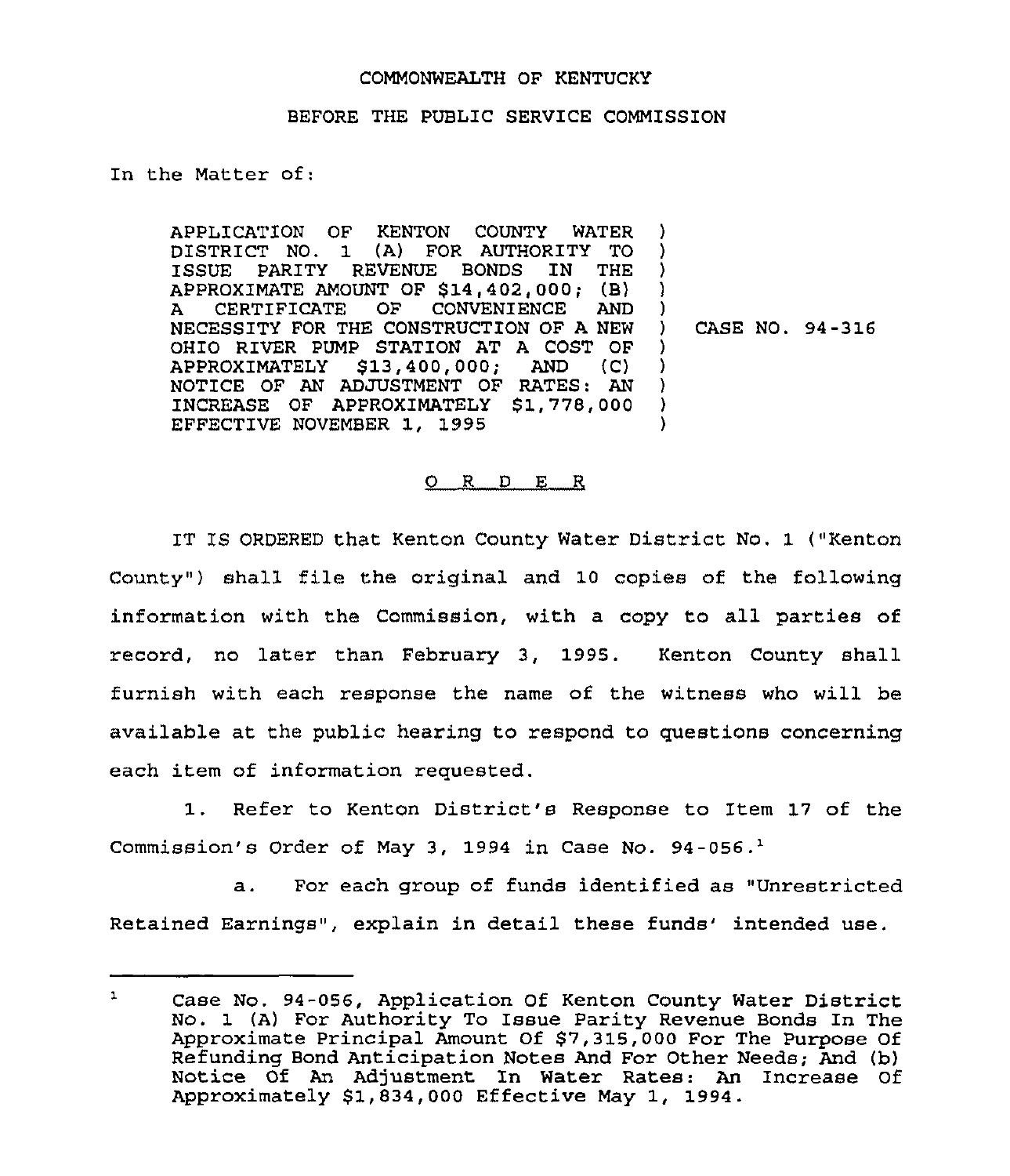COMMONWEALTH OF KENTUCKY

BEFORE THE PUBLIC SERVICE COMMISSION

In the Matter of:

| | |
|---|---|
| APPLICATION OF KENTON COUNTY WATER DISTRICT NO. 1 (A) FOR AUTHORITY TO ISSUE PARITY REVENUE BONDS IN THE APPROXIMATE AMOUNT OF $14,402,000; (B) A CERTIFICATE OF CONVENIENCE AND NECESSITY FOR THE CONSTRUCTION OF A NEW OHIO RIVER PUMP STATION AT A COST OF APPROXIMATELY $13,400,000; AND (C) NOTICE OF AN ADJUSTMENT OF RATES: AN INCREASE OF APPROXIMATELY $1,778,000 EFFECTIVE NOVEMBER 1, 1995 | CASE NO. 94-316 |

O R D E R

IT IS ORDERED that Kenton County Water District No. 1 ("Kenton County") shall file the original and 10 copies of the following information with the Commission, with a copy to all parties of record, no later than February 3, 1995. Kenton County shall furnish with each response the name of the witness who will be available at the public hearing to respond to questions concerning each item of information requested.

1. Refer to Kenton District's Response to Item 17 of the Commission's Order of May 3, 1994 in Case No. 94-056.[1]

a. For each group of funds identified as "Unrestricted Retained Earnings", explain in detail these funds' intended use.

---

[1] Case No. 94-056, Application Of Kenton County Water District No. 1 (A) For Authority To Issue Parity Revenue Bonds In The Approximate Principal Amount Of $7,315,000 For The Purpose Of Refunding Bond Anticipation Notes And For Other Needs; And (b) Notice Of An Adjustment In Water Rates: An Increase Of Approximately $1,834,000 Effective May 1, 1994.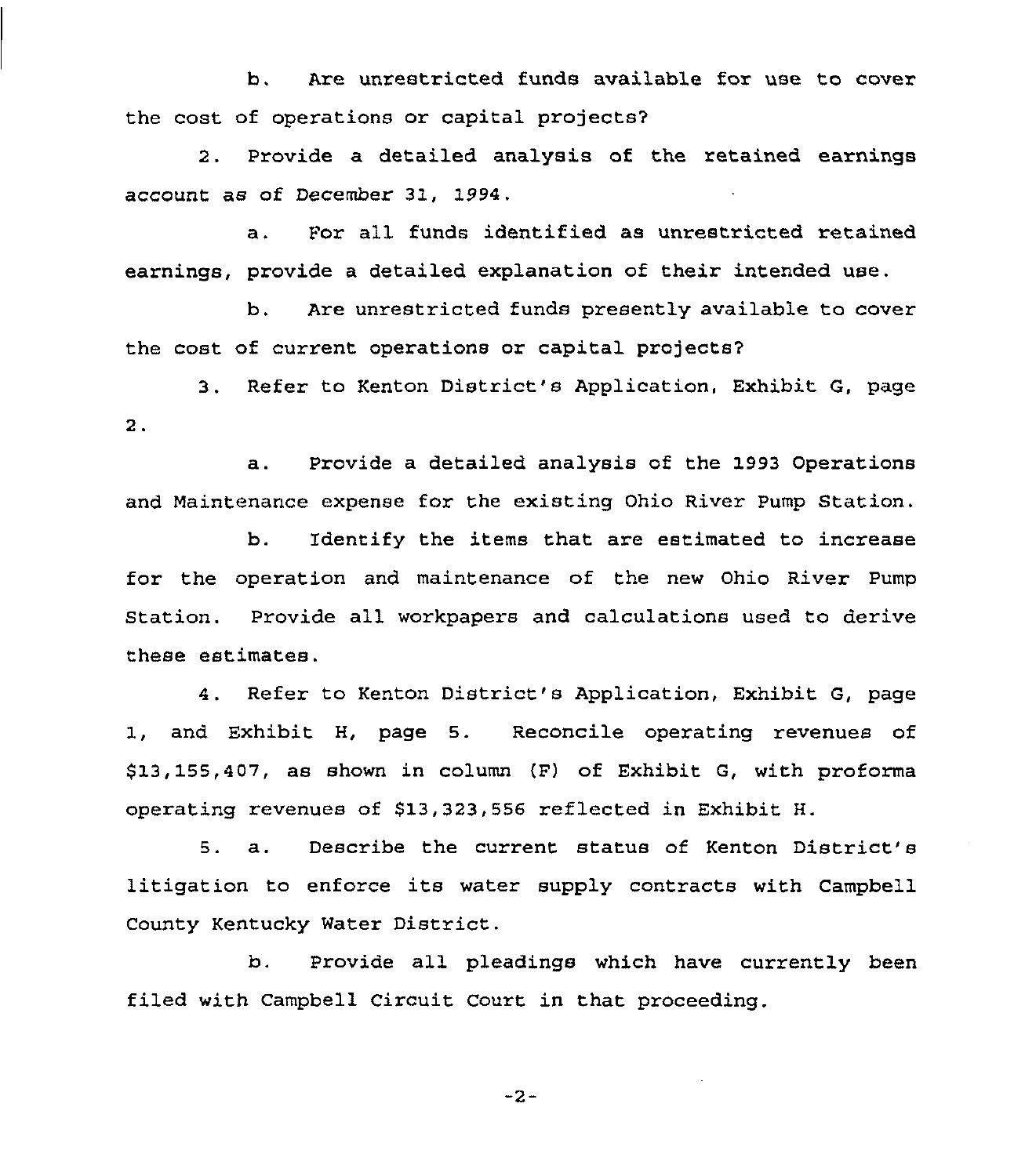b. Are unrestricted funds available for use to cover the cost of operations or capital projects?

2. Provide a detailed analysis of the retained earnings account as of December 31, 1994.

a. For all funds identified as unrestricted retained earnings, provide a detailed explanation of their intended use.

b. Are unrestricted funds presently available to cover the cost of current operations or capital projects?

3. Refer to Kenton District's Application, Exhibit G, page 2.

a. Provide a detailed analysis of the 1993 Operations and Maintenance expense for the existing Ohio River Pump Station.

b. Identify the items that are estimated to increase for the operation and maintenance of the new Ohio River Pump Station. Provide all workpapers and calculations used to derive these estimates.

4. Refer to Kenton District's Application, Exhibit G, page 1, and Exhibit H, page 5. Reconcile operating revenues of $13,155,407, as shown in column (F) of Exhibit G, with proforma operating revenues of $13,323,556 reflected in Exhibit H.

5. a. Describe the current status of Kenton District's litigation to enforce its water supply contracts with Campbell County Kentucky Water District.

b. Provide all pleadings which have currently been filed with Campbell Circuit Court in that proceeding.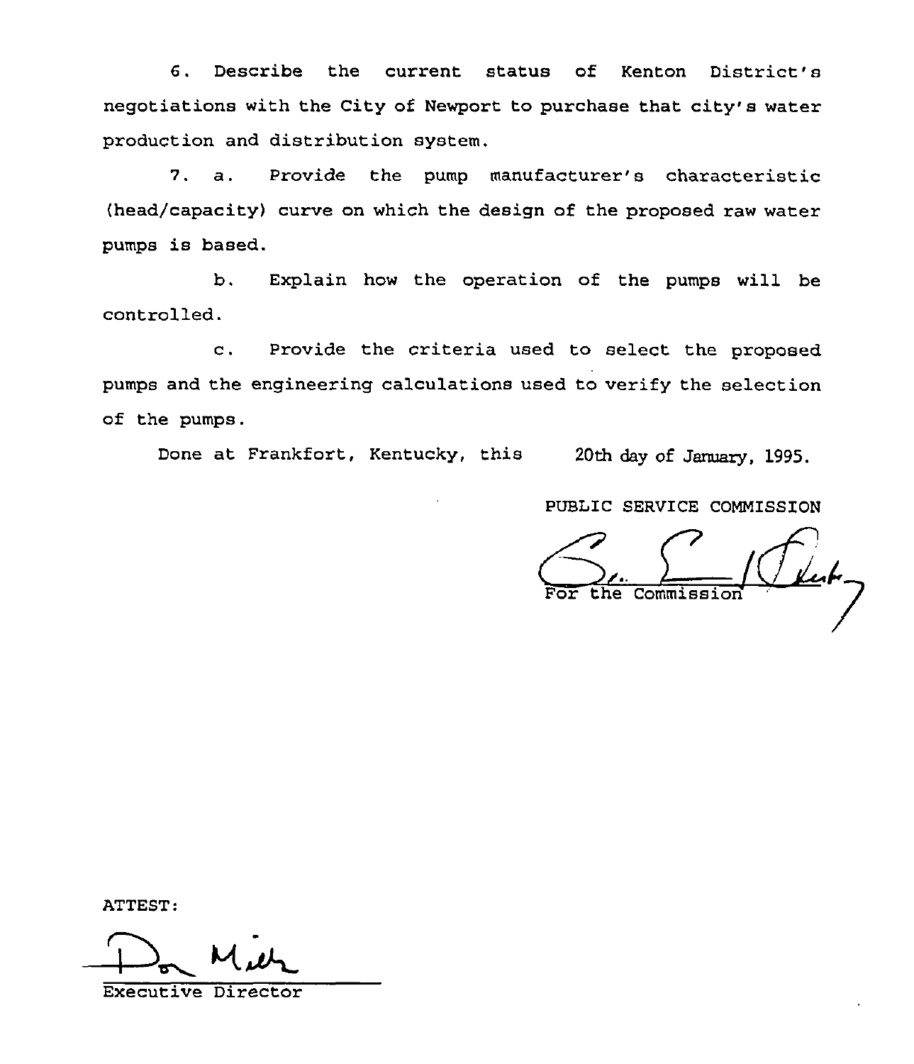6. Describe the current status of Kenton District's negotiations with the City of Newport to purchase that city's water production and distribution system.

7. a. Provide the pump manufacturer's characteristic (head/capacity) curve on which the design of the proposed raw water pumps is based.

b. Explain how the operation of the pumps will be controlled.

c. Provide the criteria used to select the proposed pumps and the engineering calculations used to verify the selection of the pumps.

Done at Frankfort, Kentucky, this 20th day of January, 1995.

PUBLIC SERVICE COMMISSION

For the Commission

ATTEST:

Executive Director